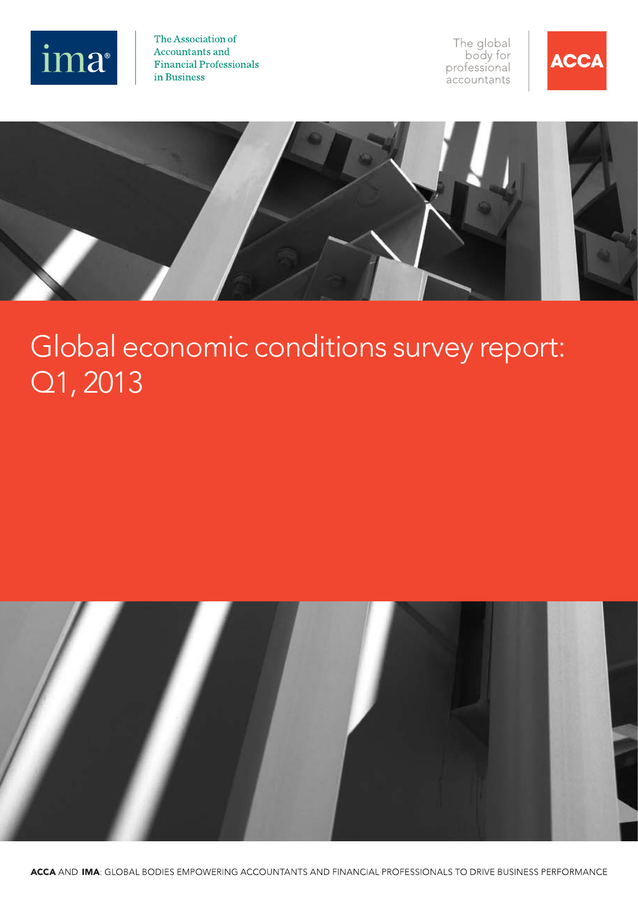The Association of Accountants and Financial Professionals in Business

The global body for professional accountants

# Global economic conditions survey report: Q1, 2013

**ACCA** AND **IMA**: GLOBAL BODIES EMPOWERING ACCOUNTANTS AND FINANCIAL PROFESSIONALS TO DRIVE BUSINESS PERFORMANCE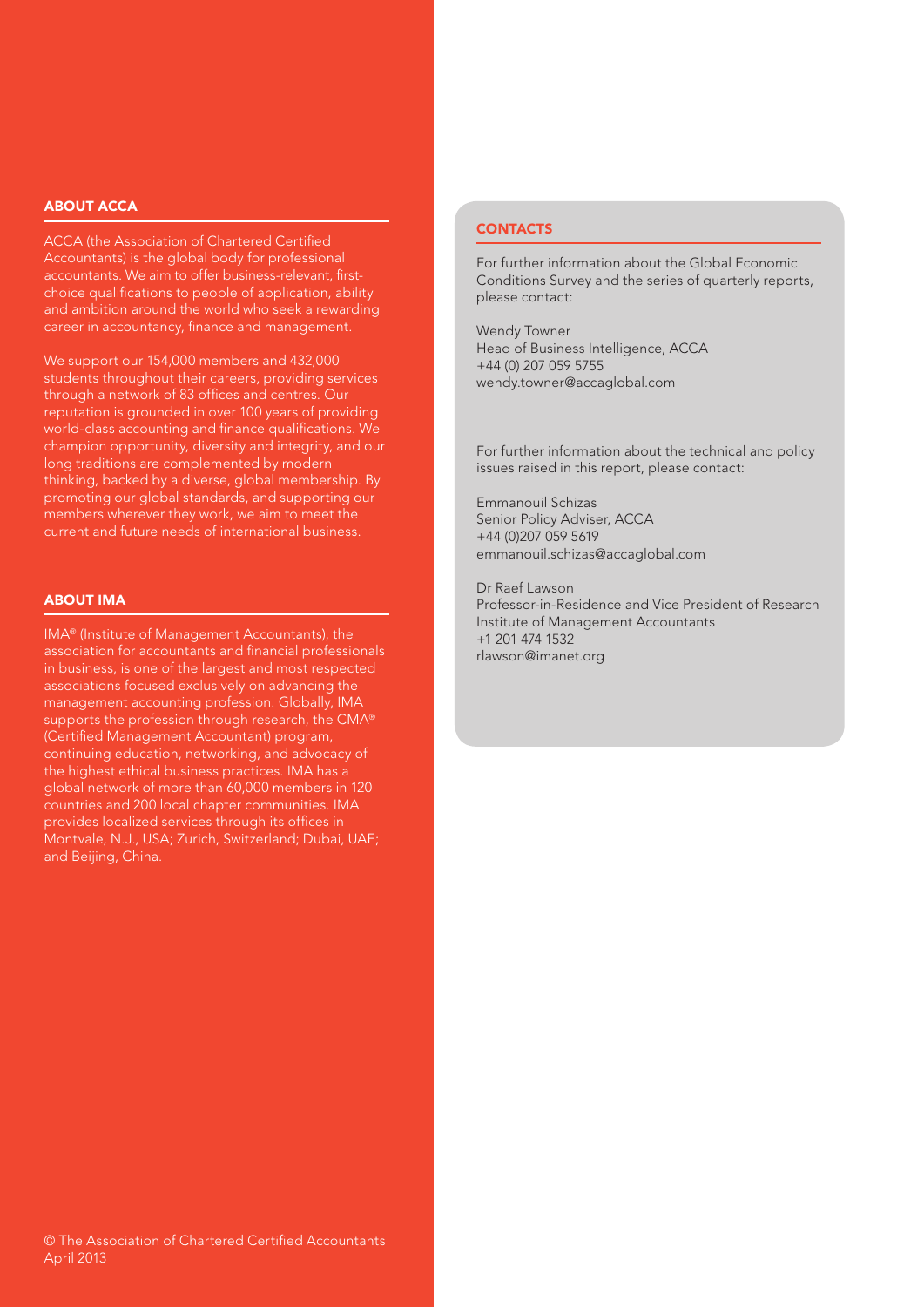## ABOUT ACCA

ACCA (the Association of Chartered Certified Accountants) is the global body for professional accountants. We aim to offer business-relevant, first-choice qualifications to people of application, ability and ambition around the world who seek a rewarding career in accountancy, finance and management.

We support our 154,000 members and 432,000 students throughout their careers, providing services through a network of 83 offices and centres. Our reputation is grounded in over 100 years of providing world-class accounting and finance qualifications. We champion opportunity, diversity and integrity, and our long traditions are complemented by modern thinking, backed by a diverse, global membership. By promoting our global standards, and supporting our members wherever they work, we aim to meet the current and future needs of international business.

## ABOUT IMA

IMA® (Institute of Management Accountants), the association for accountants and financial professionals in business, is one of the largest and most respected associations focused exclusively on advancing the management accounting profession. Globally, IMA supports the profession through research, the CMA® (Certified Management Accountant) program, continuing education, networking, and advocacy of the highest ethical business practices. IMA has a global network of more than 60,000 members in 120 countries and 200 local chapter communities. IMA provides localized services through its offices in Montvale, N.J., USA; Zurich, Switzerland; Dubai, UAE; and Beijing, China.

© The Association of Chartered Certified Accountants
April 2013

## CONTACTS

For further information about the Global Economic Conditions Survey and the series of quarterly reports, please contact:

Wendy Towner
Head of Business Intelligence, ACCA
+44 (0) 207 059 5755
wendy.towner@accaglobal.com

For further information about the technical and policy issues raised in this report, please contact:

Emmanouil Schizas
Senior Policy Adviser, ACCA
+44 (0)207 059 5619
emmanouil.schizas@accaglobal.com

Dr Raef Lawson
Professor-in-Residence and Vice President of Research
Institute of Management Accountants
+1 201 474 1532
rlawson@imanet.org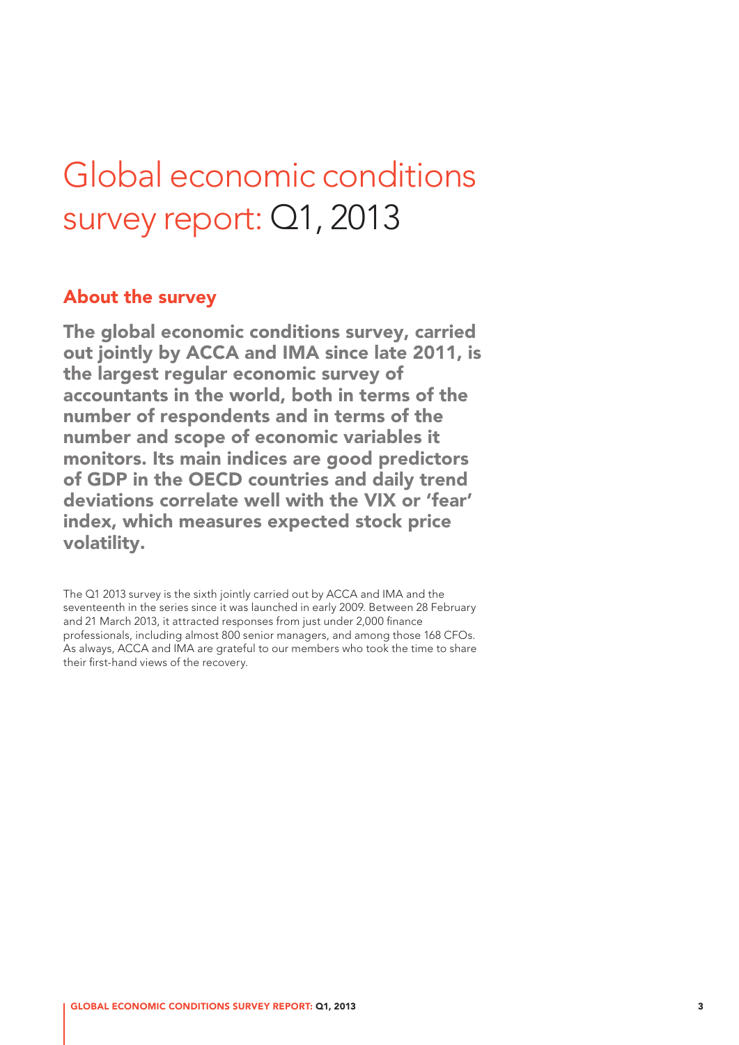# Global economic conditions survey report: Q1, 2013

## About the survey

**The global economic conditions survey, carried out jointly by ACCA and IMA since late 2011, is the largest regular economic survey of accountants in the world, both in terms of the number of respondents and in terms of the number and scope of economic variables it monitors. Its main indices are good predictors of GDP in the OECD countries and daily trend deviations correlate well with the VIX or 'fear' index, which measures expected stock price volatility.**

The Q1 2013 survey is the sixth jointly carried out by ACCA and IMA and the seventeenth in the series since it was launched in early 2009. Between 28 February and 21 March 2013, it attracted responses from just under 2,000 finance professionals, including almost 800 senior managers, and among those 168 CFOs. As always, ACCA and IMA are grateful to our members who took the time to share their first-hand views of the recovery.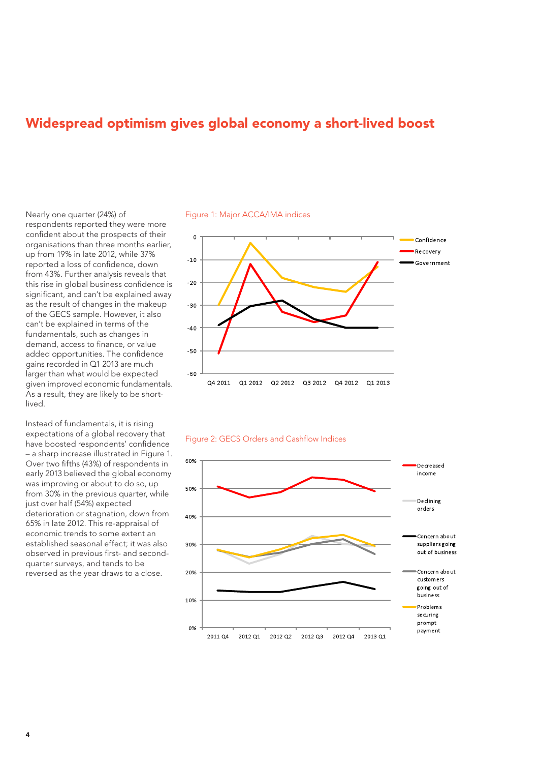# Widespread optimism gives global economy a short-lived boost

Nearly one quarter (24%) of respondents reported they were more confident about the prospects of their organisations than three months earlier, up from 19% in late 2012, while 37% reported a loss of confidence, down from 43%. Further analysis reveals that this rise in global business confidence is significant, and can't be explained away as the result of changes in the makeup of the GECS sample. However, it also can't be explained in terms of the fundamentals, such as changes in demand, access to finance, or value added opportunities. The confidence gains recorded in Q1 2013 are much larger than what would be expected given improved economic fundamentals. As a result, they are likely to be short-lived.

Instead of fundamentals, it is rising expectations of a global recovery that have boosted respondents' confidence – a sharp increase illustrated in Figure 1. Over two fifths (43%) of respondents in early 2013 believed the global economy was improving or about to do so, up from 30% in the previous quarter, while just over half (54%) expected deterioration or stagnation, down from 65% in late 2012. This re-appraisal of economic trends to some extent an established seasonal effect; it was also observed in previous first- and second-quarter surveys, and tends to be reversed as the year draws to a close.

Figure 1: Major ACCA/IMA indices

Figure 2: GECS Orders and Cashflow Indices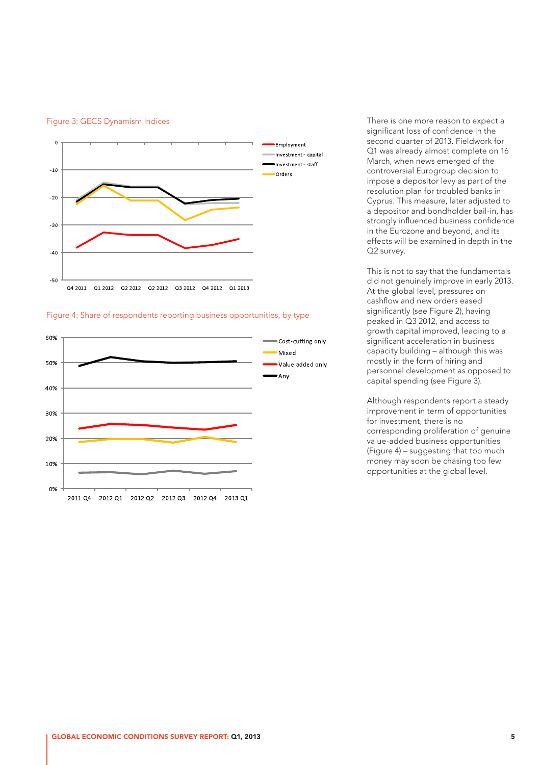Figure 3: GECS Dynamism Indices

Figure 4: Share of respondents reporting business opportunities, by type

There is one more reason to expect a significant loss of confidence in the second quarter of 2013. Fieldwork for Q1 was already almost complete on 16 March, when news emerged of the controversial Eurogroup decision to impose a depositor levy as part of the resolution plan for troubled banks in Cyprus. This measure, later adjusted to a depositor and bondholder bail-in, has strongly influenced business confidence in the Eurozone and beyond, and its effects will be examined in depth in the Q2 survey.

This is not to say that the fundamentals did not genuinely improve in early 2013. At the global level, pressures on cashflow and new orders eased significantly (see Figure 2), having peaked in Q3 2012, and access to growth capital improved, leading to a significant acceleration in business capacity building – although this was mostly in the form of hiring and personnel development as opposed to capital spending (see Figure 3).

Although respondents report a steady improvement in term of opportunities for investment, there is no corresponding proliferation of genuine value-added business opportunities (Figure 4) – suggesting that too much money may soon be chasing too few opportunities at the global level.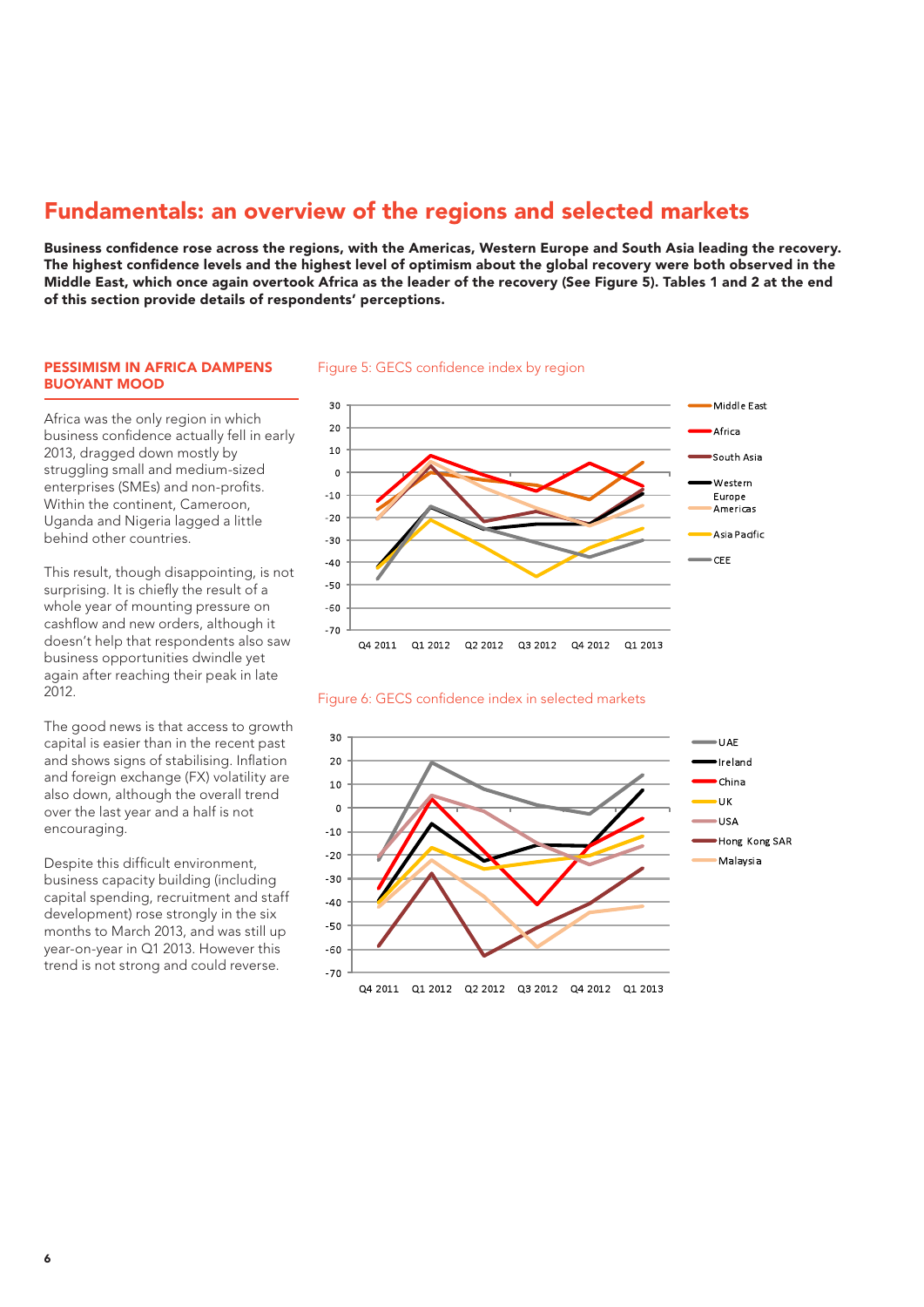# Fundamentals: an overview of the regions and selected markets

**Business confidence rose across the regions, with the Americas, Western Europe and South Asia leading the recovery. The highest confidence levels and the highest level of optimism about the global recovery were both observed in the Middle East, which once again overtook Africa as the leader of the recovery (See Figure 5). Tables 1 and 2 at the end of this section provide details of respondents' perceptions.**

## PESSIMISM IN AFRICA DAMPENS BUOYANT MOOD

Africa was the only region in which business confidence actually fell in early 2013, dragged down mostly by struggling small and medium-sized enterprises (SMEs) and non-profits. Within the continent, Cameroon, Uganda and Nigeria lagged a little behind other countries.

This result, though disappointing, is not surprising. It is chiefly the result of a whole year of mounting pressure on cashflow and new orders, although it doesn't help that respondents also saw business opportunities dwindle yet again after reaching their peak in late 2012.

The good news is that access to growth capital is easier than in the recent past and shows signs of stabilising. Inflation and foreign exchange (FX) volatility are also down, although the overall trend over the last year and a half is not encouraging.

Despite this difficult environment, business capacity building (including capital spending, recruitment and staff development) rose strongly in the six months to March 2013, and was still up year-on-year in Q1 2013. However this trend is not strong and could reverse.

Figure 5: GECS confidence index by region

Figure 6: GECS confidence index in selected markets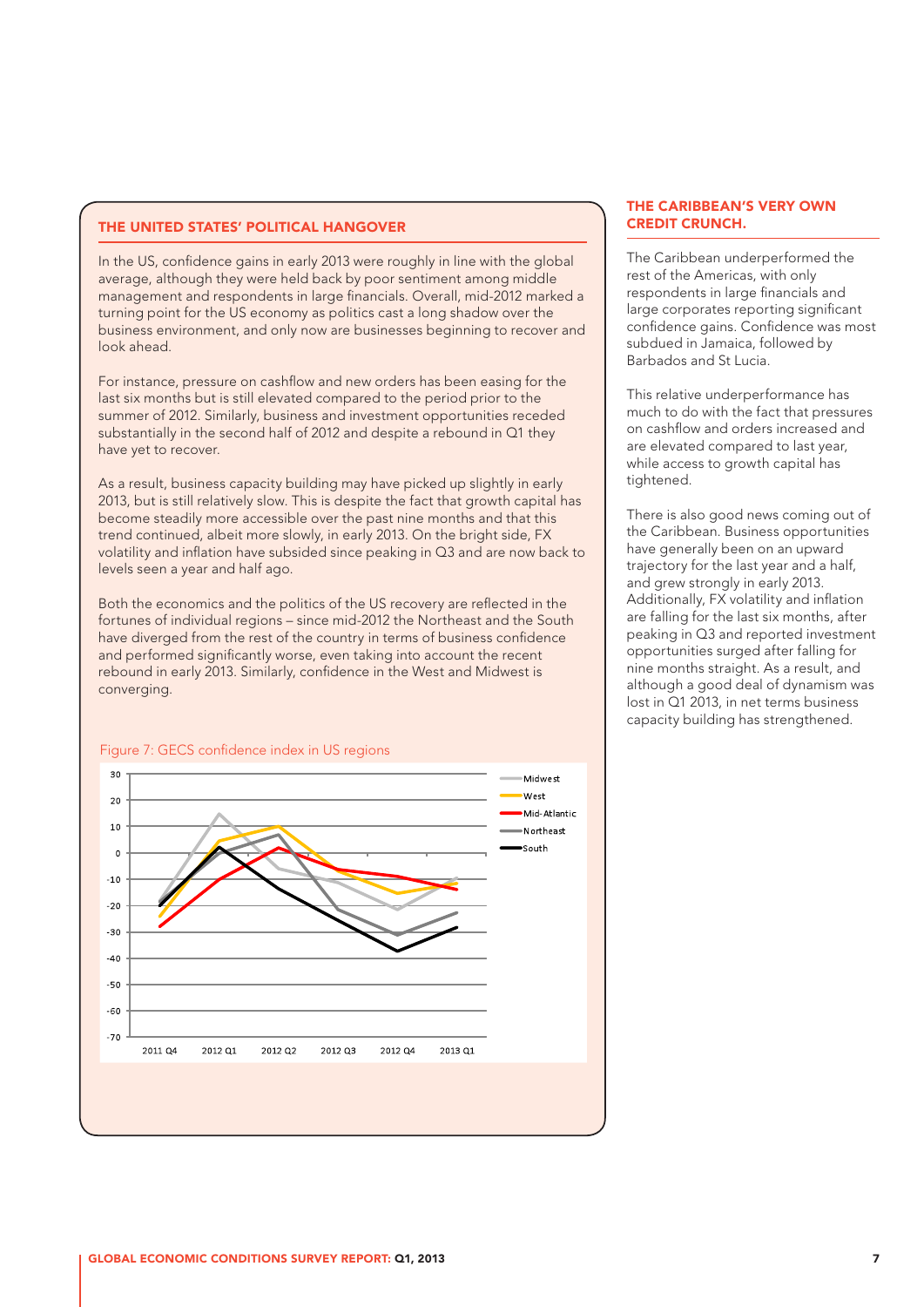## THE UNITED STATES' POLITICAL HANGOVER

In the US, confidence gains in early 2013 were roughly in line with the global average, although they were held back by poor sentiment among middle management and respondents in large financials. Overall, mid-2012 marked a turning point for the US economy as politics cast a long shadow over the business environment, and only now are businesses beginning to recover and look ahead.

For instance, pressure on cashflow and new orders has been easing for the last six months but is still elevated compared to the period prior to the summer of 2012. Similarly, business and investment opportunities receded substantially in the second half of 2012 and despite a rebound in Q1 they have yet to recover.

As a result, business capacity building may have picked up slightly in early 2013, but is still relatively slow. This is despite the fact that growth capital has become steadily more accessible over the past nine months and that this trend continued, albeit more slowly, in early 2013. On the bright side, FX volatility and inflation have subsided since peaking in Q3 and are now back to levels seen a year and half ago.

Both the economics and the politics of the US recovery are reflected in the fortunes of individual regions – since mid-2012 the Northeast and the South have diverged from the rest of the country in terms of business confidence and performed significantly worse, even taking into account the recent rebound in early 2013. Similarly, confidence in the West and Midwest is converging.

Figure 7: GECS confidence index in US regions

## THE CARIBBEAN'S VERY OWN CREDIT CRUNCH.

The Caribbean underperformed the rest of the Americas, with only respondents in large financials and large corporates reporting significant confidence gains. Confidence was most subdued in Jamaica, followed by Barbados and St Lucia.

This relative underperformance has much to do with the fact that pressures on cashflow and orders increased and are elevated compared to last year, while access to growth capital has tightened.

There is also good news coming out of the Caribbean. Business opportunities have generally been on an upward trajectory for the last year and a half, and grew strongly in early 2013. Additionally, FX volatility and inflation are falling for the last six months, after peaking in Q3 and reported investment opportunities surged after falling for nine months straight. As a result, and although a good deal of dynamism was lost in Q1 2013, in net terms business capacity building has strengthened.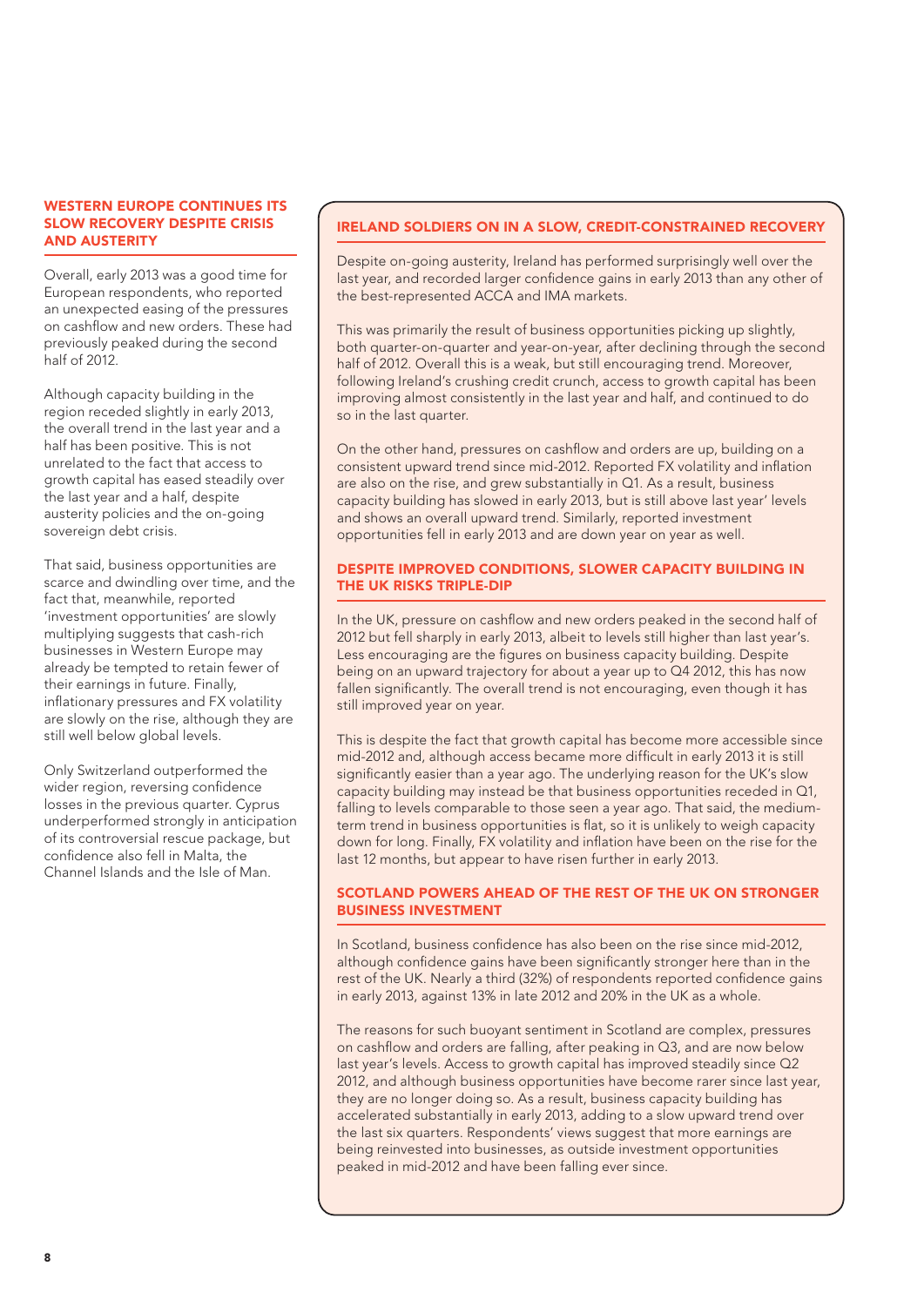## WESTERN EUROPE CONTINUES ITS SLOW RECOVERY DESPITE CRISIS AND AUSTERITY

Overall, early 2013 was a good time for European respondents, who reported an unexpected easing of the pressures on cashflow and new orders. These had previously peaked during the second half of 2012.

Although capacity building in the region receded slightly in early 2013, the overall trend in the last year and a half has been positive. This is not unrelated to the fact that access to growth capital has eased steadily over the last year and a half, despite austerity policies and the on-going sovereign debt crisis.

That said, business opportunities are scarce and dwindling over time, and the fact that, meanwhile, reported 'investment opportunities' are slowly multiplying suggests that cash-rich businesses in Western Europe may already be tempted to retain fewer of their earnings in future. Finally, inflationary pressures and FX volatility are slowly on the rise, although they are still well below global levels.

Only Switzerland outperformed the wider region, reversing confidence losses in the previous quarter. Cyprus underperformed strongly in anticipation of its controversial rescue package, but confidence also fell in Malta, the Channel Islands and the Isle of Man.

## IRELAND SOLDIERS ON IN A SLOW, CREDIT-CONSTRAINED RECOVERY

Despite on-going austerity, Ireland has performed surprisingly well over the last year, and recorded larger confidence gains in early 2013 than any other of the best-represented ACCA and IMA markets.

This was primarily the result of business opportunities picking up slightly, both quarter-on-quarter and year-on-year, after declining through the second half of 2012. Overall this is a weak, but still encouraging trend. Moreover, following Ireland's crushing credit crunch, access to growth capital has been improving almost consistently in the last year and half, and continued to do so in the last quarter.

On the other hand, pressures on cashflow and orders are up, building on a consistent upward trend since mid-2012. Reported FX volatility and inflation are also on the rise, and grew substantially in Q1. As a result, business capacity building has slowed in early 2013, but is still above last year' levels and shows an overall upward trend. Similarly, reported investment opportunities fell in early 2013 and are down year on year as well.

## DESPITE IMPROVED CONDITIONS, SLOWER CAPACITY BUILDING IN THE UK RISKS TRIPLE-DIP

In the UK, pressure on cashflow and new orders peaked in the second half of 2012 but fell sharply in early 2013, albeit to levels still higher than last year's. Less encouraging are the figures on business capacity building. Despite being on an upward trajectory for about a year up to Q4 2012, this has now fallen significantly. The overall trend is not encouraging, even though it has still improved year on year.

This is despite the fact that growth capital has become more accessible since mid-2012 and, although access became more difficult in early 2013 it is still significantly easier than a year ago. The underlying reason for the UK's slow capacity building may instead be that business opportunities receded in Q1, falling to levels comparable to those seen a year ago. That said, the medium-term trend in business opportunities is flat, so it is unlikely to weigh capacity down for long. Finally, FX volatility and inflation have been on the rise for the last 12 months, but appear to have risen further in early 2013.

## SCOTLAND POWERS AHEAD OF THE REST OF THE UK ON STRONGER BUSINESS INVESTMENT

In Scotland, business confidence has also been on the rise since mid-2012, although confidence gains have been significantly stronger here than in the rest of the UK. Nearly a third (32%) of respondents reported confidence gains in early 2013, against 13% in late 2012 and 20% in the UK as a whole.

The reasons for such buoyant sentiment in Scotland are complex, pressures on cashflow and orders are falling, after peaking in Q3, and are now below last year's levels. Access to growth capital has improved steadily since Q2 2012, and although business opportunities have become rarer since last year, they are no longer doing so. As a result, business capacity building has accelerated substantially in early 2013, adding to a slow upward trend over the last six quarters. Respondents' views suggest that more earnings are being reinvested into businesses, as outside investment opportunities peaked in mid-2012 and have been falling ever since.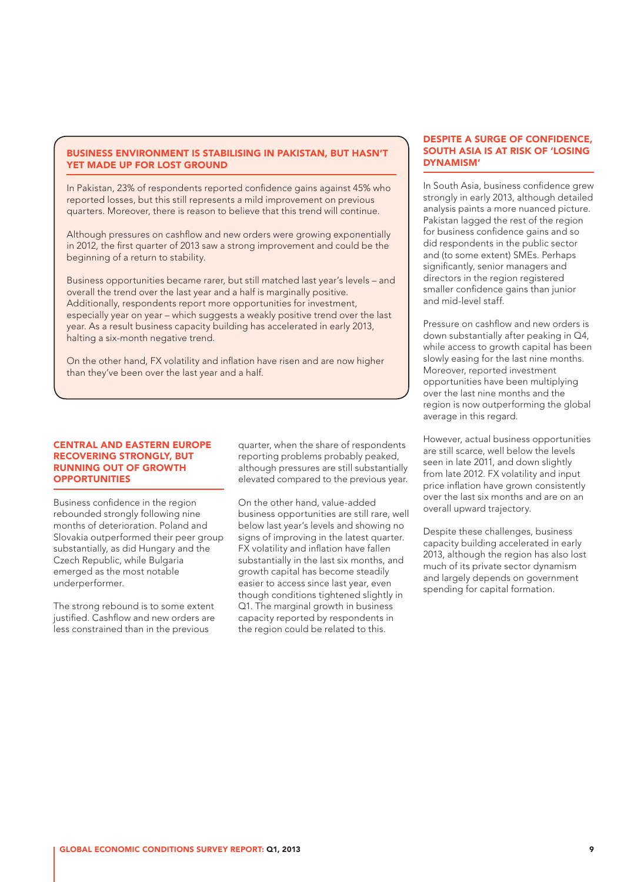## BUSINESS ENVIRONMENT IS STABILISING IN PAKISTAN, BUT HASN'T YET MADE UP FOR LOST GROUND

In Pakistan, 23% of respondents reported confidence gains against 45% who reported losses, but this still represents a mild improvement on previous quarters. Moreover, there is reason to believe that this trend will continue.

Although pressures on cashflow and new orders were growing exponentially in 2012, the first quarter of 2013 saw a strong improvement and could be the beginning of a return to stability.

Business opportunities became rarer, but still matched last year's levels – and overall the trend over the last year and a half is marginally positive. Additionally, respondents report more opportunities for investment, especially year on year – which suggests a weakly positive trend over the last year. As a result business capacity building has accelerated in early 2013, halting a six-month negative trend.

On the other hand, FX volatility and inflation have risen and are now higher than they've been over the last year and a half.

## CENTRAL AND EASTERN EUROPE RECOVERING STRONGLY, BUT RUNNING OUT OF GROWTH OPPORTUNITIES

Business confidence in the region rebounded strongly following nine months of deterioration. Poland and Slovakia outperformed their peer group substantially, as did Hungary and the Czech Republic, while Bulgaria emerged as the most notable underperformer.

The strong rebound is to some extent justified. Cashflow and new orders are less constrained than in the previous quarter, when the share of respondents reporting problems probably peaked, although pressures are still substantially elevated compared to the previous year.

On the other hand, value-added business opportunities are still rare, well below last year's levels and showing no signs of improving in the latest quarter. FX volatility and inflation have fallen substantially in the last six months, and growth capital has become steadily easier to access since last year, even though conditions tightened slightly in Q1. The marginal growth in business capacity reported by respondents in the region could be related to this.

## DESPITE A SURGE OF CONFIDENCE, SOUTH ASIA IS AT RISK OF 'LOSING DYNAMISM'

In South Asia, business confidence grew strongly in early 2013, although detailed analysis paints a more nuanced picture. Pakistan lagged the rest of the region for business confidence gains and so did respondents in the public sector and (to some extent) SMEs. Perhaps significantly, senior managers and directors in the region registered smaller confidence gains than junior and mid-level staff.

Pressure on cashflow and new orders is down substantially after peaking in Q4, while access to growth capital has been slowly easing for the last nine months. Moreover, reported investment opportunities have been multiplying over the last nine months and the region is now outperforming the global average in this regard.

However, actual business opportunities are still scarce, well below the levels seen in late 2011, and down slightly from late 2012. FX volatility and input price inflation have grown consistently over the last six months and are on an overall upward trajectory.

Despite these challenges, business capacity building accelerated in early 2013, although the region has also lost much of its private sector dynamism and largely depends on government spending for capital formation.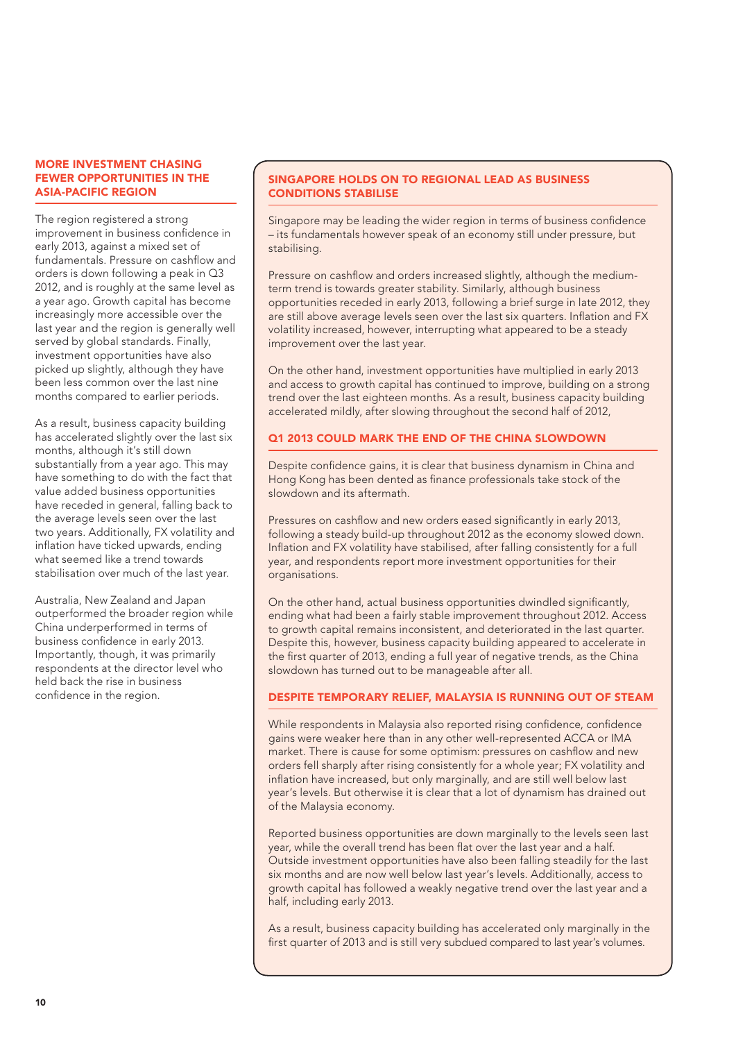## MORE INVESTMENT CHASING FEWER OPPORTUNITIES IN THE ASIA-PACIFIC REGION

The region registered a strong improvement in business confidence in early 2013, against a mixed set of fundamentals. Pressure on cashflow and orders is down following a peak in Q3 2012, and is roughly at the same level as a year ago. Growth capital has become increasingly more accessible over the last year and the region is generally well served by global standards. Finally, investment opportunities have also picked up slightly, although they have been less common over the last nine months compared to earlier periods.

As a result, business capacity building has accelerated slightly over the last six months, although it's still down substantially from a year ago. This may have something to do with the fact that value added business opportunities have receded in general, falling back to the average levels seen over the last two years. Additionally, FX volatility and inflation have ticked upwards, ending what seemed like a trend towards stabilisation over much of the last year.

Australia, New Zealand and Japan outperformed the broader region while China underperformed in terms of business confidence in early 2013. Importantly, though, it was primarily respondents at the director level who held back the rise in business confidence in the region.

## SINGAPORE HOLDS ON TO REGIONAL LEAD AS BUSINESS CONDITIONS STABILISE

Singapore may be leading the wider region in terms of business confidence – its fundamentals however speak of an economy still under pressure, but stabilising.

Pressure on cashflow and orders increased slightly, although the medium-term trend is towards greater stability. Similarly, although business opportunities receded in early 2013, following a brief surge in late 2012, they are still above average levels seen over the last six quarters. Inflation and FX volatility increased, however, interrupting what appeared to be a steady improvement over the last year.

On the other hand, investment opportunities have multiplied in early 2013 and access to growth capital has continued to improve, building on a strong trend over the last eighteen months. As a result, business capacity building accelerated mildly, after slowing throughout the second half of 2012,

## Q1 2013 COULD MARK THE END OF THE CHINA SLOWDOWN

Despite confidence gains, it is clear that business dynamism in China and Hong Kong has been dented as finance professionals take stock of the slowdown and its aftermath.

Pressures on cashflow and new orders eased significantly in early 2013, following a steady build-up throughout 2012 as the economy slowed down. Inflation and FX volatility have stabilised, after falling consistently for a full year, and respondents report more investment opportunities for their organisations.

On the other hand, actual business opportunities dwindled significantly, ending what had been a fairly stable improvement throughout 2012. Access to growth capital remains inconsistent, and deteriorated in the last quarter. Despite this, however, business capacity building appeared to accelerate in the first quarter of 2013, ending a full year of negative trends, as the China slowdown has turned out to be manageable after all.

## DESPITE TEMPORARY RELIEF, MALAYSIA IS RUNNING OUT OF STEAM

While respondents in Malaysia also reported rising confidence, confidence gains were weaker here than in any other well-represented ACCA or IMA market. There is cause for some optimism: pressures on cashflow and new orders fell sharply after rising consistently for a whole year; FX volatility and inflation have increased, but only marginally, and are still well below last year's levels. But otherwise it is clear that a lot of dynamism has drained out of the Malaysia economy.

Reported business opportunities are down marginally to the levels seen last year, while the overall trend has been flat over the last year and a half. Outside investment opportunities have also been falling steadily for the last six months and are now well below last year's levels. Additionally, access to growth capital has followed a weakly negative trend over the last year and a half, including early 2013.

As a result, business capacity building has accelerated only marginally in the first quarter of 2013 and is still very subdued compared to last year's volumes.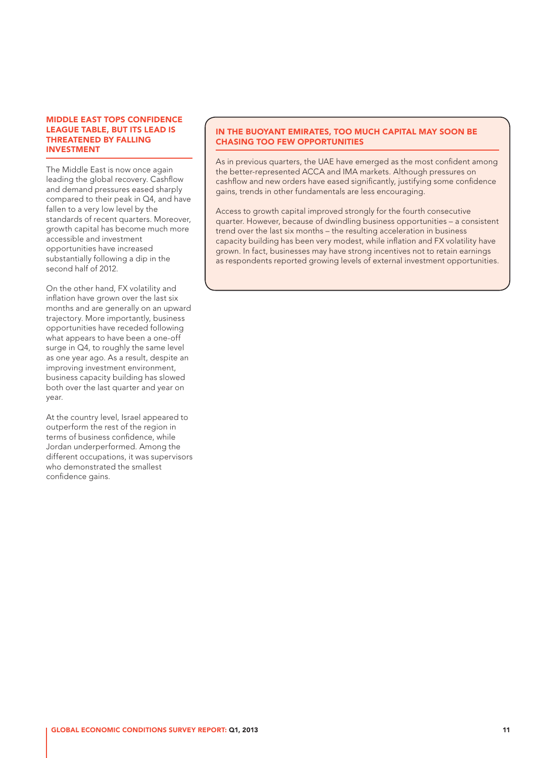## MIDDLE EAST TOPS CONFIDENCE LEAGUE TABLE, BUT ITS LEAD IS THREATENED BY FALLING INVESTMENT

The Middle East is now once again leading the global recovery. Cashflow and demand pressures eased sharply compared to their peak in Q4, and have fallen to a very low level by the standards of recent quarters. Moreover, growth capital has become much more accessible and investment opportunities have increased substantially following a dip in the second half of 2012.

On the other hand, FX volatility and inflation have grown over the last six months and are generally on an upward trajectory. More importantly, business opportunities have receded following what appears to have been a one-off surge in Q4, to roughly the same level as one year ago. As a result, despite an improving investment environment, business capacity building has slowed both over the last quarter and year on year.

At the country level, Israel appeared to outperform the rest of the region in terms of business confidence, while Jordan underperformed. Among the different occupations, it was supervisors who demonstrated the smallest confidence gains.

## IN THE BUOYANT EMIRATES, TOO MUCH CAPITAL MAY SOON BE CHASING TOO FEW OPPORTUNITIES

As in previous quarters, the UAE have emerged as the most confident among the better-represented ACCA and IMA markets. Although pressures on cashflow and new orders have eased significantly, justifying some confidence gains, trends in other fundamentals are less encouraging.

Access to growth capital improved strongly for the fourth consecutive quarter. However, because of dwindling business opportunities – a consistent trend over the last six months – the resulting acceleration in business capacity building has been very modest, while inflation and FX volatility have grown. In fact, businesses may have strong incentives not to retain earnings as respondents reported growing levels of external investment opportunities.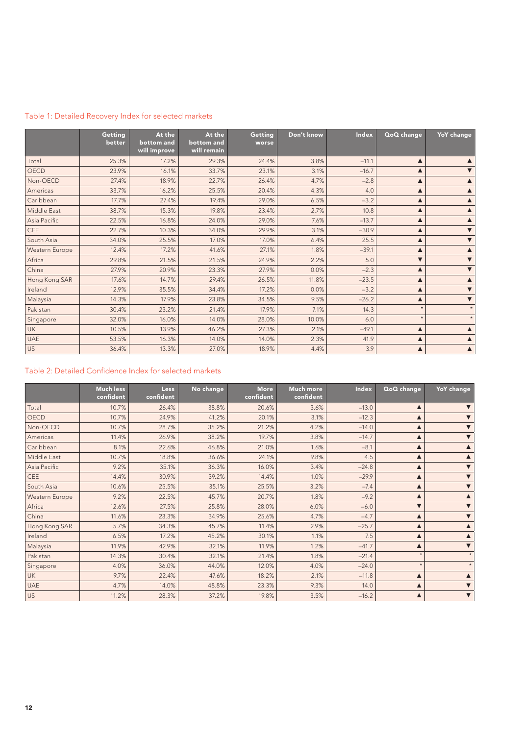## Table 1: Detailed Recovery Index for selected markets

| | Getting better | At the bottom and will improve | At the bottom and will remain | Getting worse | Don't know | Index | QoQ change | YoY change |
|---|---|---|---|---|---|---|---|---|
| Total | 25.3% | 17.2% | 29.3% | 24.4% | 3.8% | –11.1 | ▲ | ▲ |
| OECD | 23.9% | 16.1% | 33.7% | 23.1% | 3.1% | –16.7 | ▲ | ▼ |
| Non-OECD | 27.4% | 18.9% | 22.7% | 26.4% | 4.7% | –2.8 | ▲ | ▲ |
| Americas | 33.7% | 16.2% | 25.5% | 20.4% | 4.3% | 4.0 | ▲ | ▲ |
| Caribbean | 17.7% | 27.4% | 19.4% | 29.0% | 6.5% | –3.2 | ▲ | ▲ |
| Middle East | 38.7% | 15.3% | 19.8% | 23.4% | 2.7% | 10.8 | ▲ | ▲ |
| Asia Pacific | 22.5% | 16.8% | 24.0% | 29.0% | 7.6% | –13.7 | ▲ | ▲ |
| CEE | 22.7% | 10.3% | 34.0% | 29.9% | 3.1% | –30.9 | ▲ | ▼ |
| South Asia | 34.0% | 25.5% | 17.0% | 17.0% | 6.4% | 25.5 | ▲ | ▼ |
| Western Europe | 12.4% | 17.2% | 41.6% | 27.1% | 1.8% | –39.1 | ▲ | ▲ |
| Africa | 29.8% | 21.5% | 21.5% | 24.9% | 2.2% | 5.0 | ▼ | ▼ |
| China | 27.9% | 20.9% | 23.3% | 27.9% | 0.0% | –2.3 | ▲ | ▼ |
| Hong Kong SAR | 17.6% | 14.7% | 29.4% | 26.5% | 11.8% | –23.5 | ▲ | ▲ |
| Ireland | 12.9% | 35.5% | 34.4% | 17.2% | 0.0% | –3.2 | ▲ | ▼ |
| Malaysia | 14.3% | 17.9% | 23.8% | 34.5% | 9.5% | –26.2 | ▲ | ▼ |
| Pakistan | 30.4% | 23.2% | 21.4% | 17.9% | 7.1% | 14.3 | * | * |
| Singapore | 32.0% | 16.0% | 14.0% | 28.0% | 10.0% | 6.0 | * | * |
| UK | 10.5% | 13.9% | 46.2% | 27.3% | 2.1% | –49.1 | ▲ | ▲ |
| UAE | 53.5% | 16.3% | 14.0% | 14.0% | 2.3% | 41.9 | ▲ | ▲ |
| US | 36.4% | 13.3% | 27.0% | 18.9% | 4.4% | 3.9 | ▲ | ▲ |

## Table 2: Detailed Confidence Index for selected markets

| | Much less confident | Less confident | No change | More confident | Much more confident | Index | QoQ change | YoY change |
|---|---|---|---|---|---|---|---|---|
| Total | 10.7% | 26.4% | 38.8% | 20.6% | 3.6% | –13.0 | ▲ | ▼ |
| OECD | 10.7% | 24.9% | 41.2% | 20.1% | 3.1% | –12.3 | ▲ | ▼ |
| Non-OECD | 10.7% | 28.7% | 35.2% | 21.2% | 4.2% | –14.0 | ▲ | ▼ |
| Americas | 11.4% | 26.9% | 38.2% | 19.7% | 3.8% | –14.7 | ▲ | ▼ |
| Caribbean | 8.1% | 22.6% | 46.8% | 21.0% | 1.6% | –8.1 | ▲ | ▲ |
| Middle East | 10.7% | 18.8% | 36.6% | 24.1% | 9.8% | 4.5 | ▲ | ▲ |
| Asia Pacific | 9.2% | 35.1% | 36.3% | 16.0% | 3.4% | –24.8 | ▲ | ▼ |
| CEE | 14.4% | 30.9% | 39.2% | 14.4% | 1.0% | –29.9 | ▲ | ▼ |
| South Asia | 10.6% | 25.5% | 35.1% | 25.5% | 3.2% | –7.4 | ▲ | ▼ |
| Western Europe | 9.2% | 22.5% | 45.7% | 20.7% | 1.8% | –9.2 | ▲ | ▲ |
| Africa | 12.6% | 27.5% | 25.8% | 28.0% | 6.0% | –6.0 | ▼ | ▼ |
| China | 11.6% | 23.3% | 34.9% | 25.6% | 4.7% | –4.7 | ▲ | ▼ |
| Hong Kong SAR | 5.7% | 34.3% | 45.7% | 11.4% | 2.9% | –25.7 | ▲ | ▲ |
| Ireland | 6.5% | 17.2% | 45.2% | 30.1% | 1.1% | 7.5 | ▲ | ▲ |
| Malaysia | 11.9% | 42.9% | 32.1% | 11.9% | 1.2% | –41.7 | ▲ | ▼ |
| Pakistan | 14.3% | 30.4% | 32.1% | 21.4% | 1.8% | –21.4 | * | * |
| Singapore | 4.0% | 36.0% | 44.0% | 12.0% | 4.0% | –24.0 | * | * |
| UK | 9.7% | 22.4% | 47.6% | 18.2% | 2.1% | –11.8 | ▲ | ▲ |
| UAE | 4.7% | 14.0% | 48.8% | 23.3% | 9.3% | 14.0 | ▲ | ▼ |
| US | 11.2% | 28.3% | 37.2% | 19.8% | 3.5% | –16.2 | ▲ | ▼ |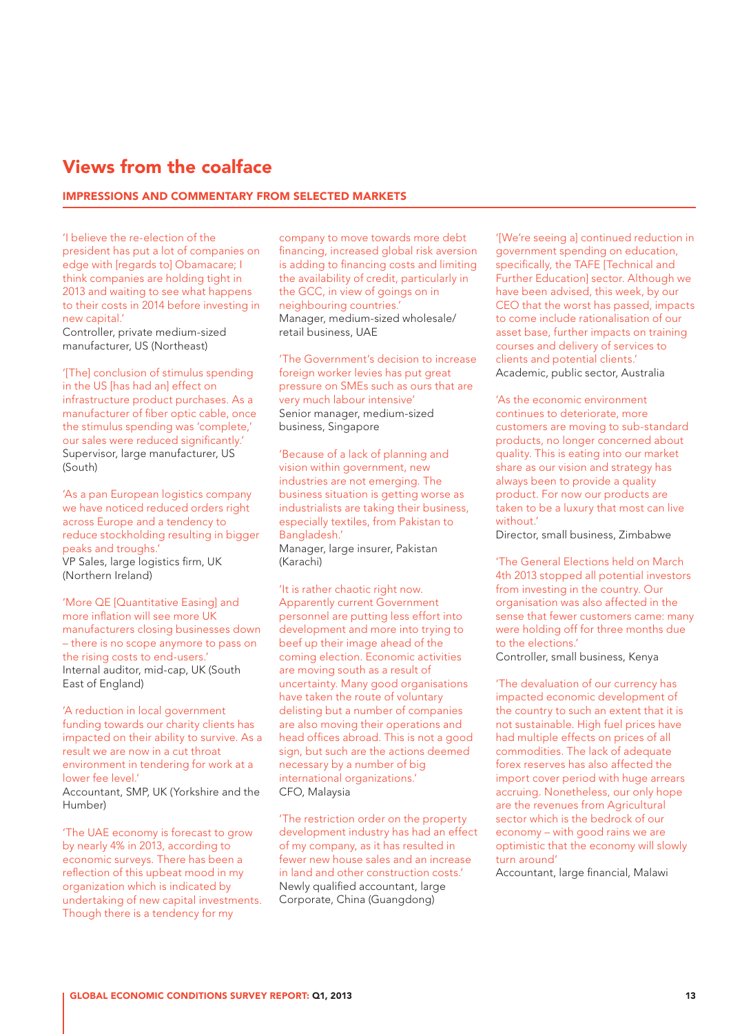## Views from the coalface

### IMPRESSIONS AND COMMENTARY FROM SELECTED MARKETS

'I believe the re-election of the president has put a lot of companies on edge with [regards to] Obamacare; I think companies are holding tight in 2013 and waiting to see what happens to their costs in 2014 before investing in new capital.'
Controller, private medium-sized manufacturer, US (Northeast)

'[The] conclusion of stimulus spending in the US [has had an] effect on infrastructure product purchases. As a manufacturer of fiber optic cable, once the stimulus spending was 'complete,' our sales were reduced significantly.'
Supervisor, large manufacturer, US (South)

'As a pan European logistics company we have noticed reduced orders right across Europe and a tendency to reduce stockholding resulting in bigger peaks and troughs.'
VP Sales, large logistics firm, UK (Northern Ireland)

'More QE [Quantitative Easing] and more inflation will see more UK manufacturers closing businesses down – there is no scope anymore to pass on the rising costs to end-users.'
Internal auditor, mid-cap, UK (South East of England)

'A reduction in local government funding towards our charity clients has impacted on their ability to survive. As a result we are now in a cut throat environment in tendering for work at a lower fee level.'
Accountant, SMP, UK (Yorkshire and the Humber)

'The UAE economy is forecast to grow by nearly 4% in 2013, according to economic surveys. There has been a reflection of this upbeat mood in my organization which is indicated by undertaking of new capital investments. Though there is a tendency for my company to move towards more debt financing, increased global risk aversion is adding to financing costs and limiting the availability of credit, particularly in the GCC, in view of goings on in neighbouring countries.'
Manager, medium-sized wholesale/retail business, UAE

'The Government's decision to increase foreign worker levies has put great pressure on SMEs such as ours that are very much labour intensive'
Senior manager, medium-sized business, Singapore

'Because of a lack of planning and vision within government, new industries are not emerging. The business situation is getting worse as industrialists are taking their business, especially textiles, from Pakistan to Bangladesh.'
Manager, large insurer, Pakistan (Karachi)

'It is rather chaotic right now. Apparently current Government personnel are putting less effort into development and more into trying to beef up their image ahead of the coming election. Economic activities are moving south as a result of uncertainty. Many good organisations have taken the route of voluntary delisting but a number of companies are also moving their operations and head offices abroad. This is not a good sign, but such are the actions deemed necessary by a number of big international organizations.'
CFO, Malaysia

'The restriction order on the property development industry has had an effect of my company, as it has resulted in fewer new house sales and an increase in land and other construction costs.'
Newly qualified accountant, large Corporate, China (Guangdong)

'[We're seeing a] continued reduction in government spending on education, specifically, the TAFE [Technical and Further Education] sector. Although we have been advised, this week, by our CEO that the worst has passed, impacts to come include rationalisation of our asset base, further impacts on training courses and delivery of services to clients and potential clients.'
Academic, public sector, Australia

'As the economic environment continues to deteriorate, more customers are moving to sub-standard products, no longer concerned about quality. This is eating into our market share as our vision and strategy has always been to provide a quality product. For now our products are taken to be a luxury that most can live without.'
Director, small business, Zimbabwe

'The General Elections held on March 4th 2013 stopped all potential investors from investing in the country. Our organisation was also affected in the sense that fewer customers came: many were holding off for three months due to the elections.'
Controller, small business, Kenya

'The devaluation of our currency has impacted economic development of the country to such an extent that it is not sustainable. High fuel prices have had multiple effects on prices of all commodities. The lack of adequate forex reserves has also affected the import cover period with huge arrears accruing. Nonetheless, our only hope are the revenues from Agricultural sector which is the bedrock of our economy – with good rains we are optimistic that the economy will slowly turn around'
Accountant, large financial, Malawi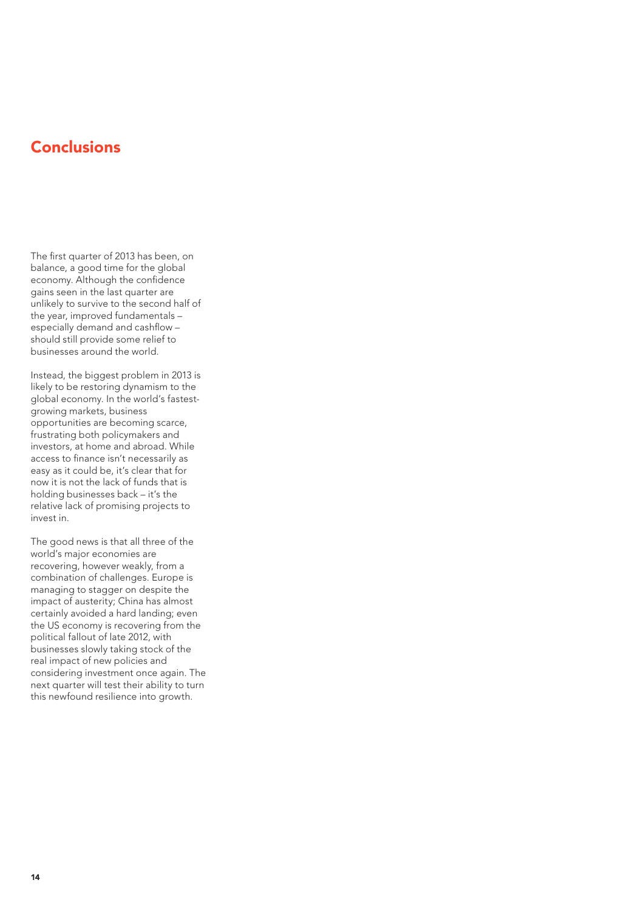## Conclusions

The first quarter of 2013 has been, on balance, a good time for the global economy. Although the confidence gains seen in the last quarter are unlikely to survive to the second half of the year, improved fundamentals – especially demand and cashflow – should still provide some relief to businesses around the world.

Instead, the biggest problem in 2013 is likely to be restoring dynamism to the global economy. In the world's fastest-growing markets, business opportunities are becoming scarce, frustrating both policymakers and investors, at home and abroad. While access to finance isn't necessarily as easy as it could be, it's clear that for now it is not the lack of funds that is holding businesses back – it's the relative lack of promising projects to invest in.

The good news is that all three of the world's major economies are recovering, however weakly, from a combination of challenges. Europe is managing to stagger on despite the impact of austerity; China has almost certainly avoided a hard landing; even the US economy is recovering from the political fallout of late 2012, with businesses slowly taking stock of the real impact of new policies and considering investment once again. The next quarter will test their ability to turn this newfound resilience into growth.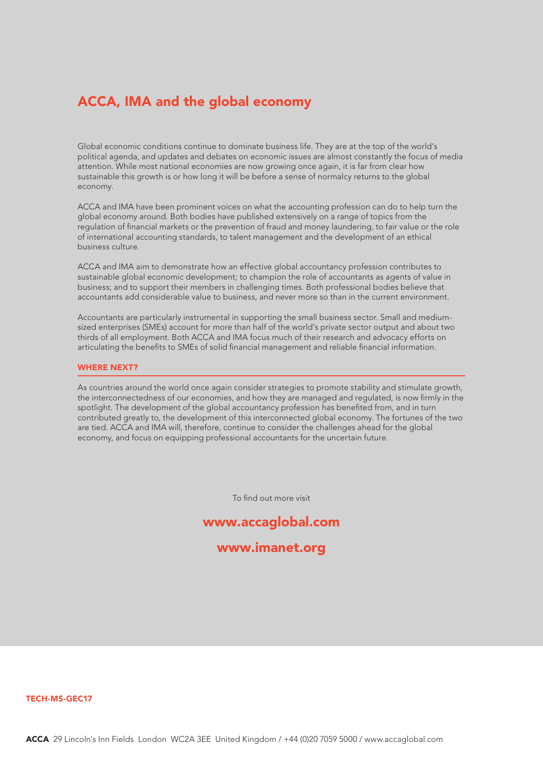## ACCA, IMA and the global economy

Global economic conditions continue to dominate business life. They are at the top of the world's political agenda, and updates and debates on economic issues are almost constantly the focus of media attention. While most national economies are now growing once again, it is far from clear how sustainable this growth is or how long it will be before a sense of normalcy returns to the global economy.

ACCA and IMA have been prominent voices on what the accounting profession can do to help turn the global economy around. Both bodies have published extensively on a range of topics from the regulation of financial markets or the prevention of fraud and money laundering, to fair value or the role of international accounting standards, to talent management and the development of an ethical business culture.

ACCA and IMA aim to demonstrate how an effective global accountancy profession contributes to sustainable global economic development; to champion the role of accountants as agents of value in business; and to support their members in challenging times. Both professional bodies believe that accountants add considerable value to business, and never more so than in the current environment.

Accountants are particularly instrumental in supporting the small business sector. Small and medium-sized enterprises (SMEs) account for more than half of the world's private sector output and about two thirds of all employment. Both ACCA and IMA focus much of their research and advocacy efforts on articulating the benefits to SMEs of solid financial management and reliable financial information.

### WHERE NEXT?

As countries around the world once again consider strategies to promote stability and stimulate growth, the interconnectedness of our economies, and how they are managed and regulated, is now firmly in the spotlight. The development of the global accountancy profession has benefited from, and in turn contributed greatly to, the development of this interconnected global economy. The fortunes of the two are tied. ACCA and IMA will, therefore, continue to consider the challenges ahead for the global economy, and focus on equipping professional accountants for the uncertain future.

To find out more visit

**www.accaglobal.com**

**www.imanet.org**

**TECH-MS-GEC17**

**ACCA** 29 Lincoln's Inn Fields London WC2A 3EE United Kingdom / +44 (0)20 7059 5000 / www.accaglobal.com